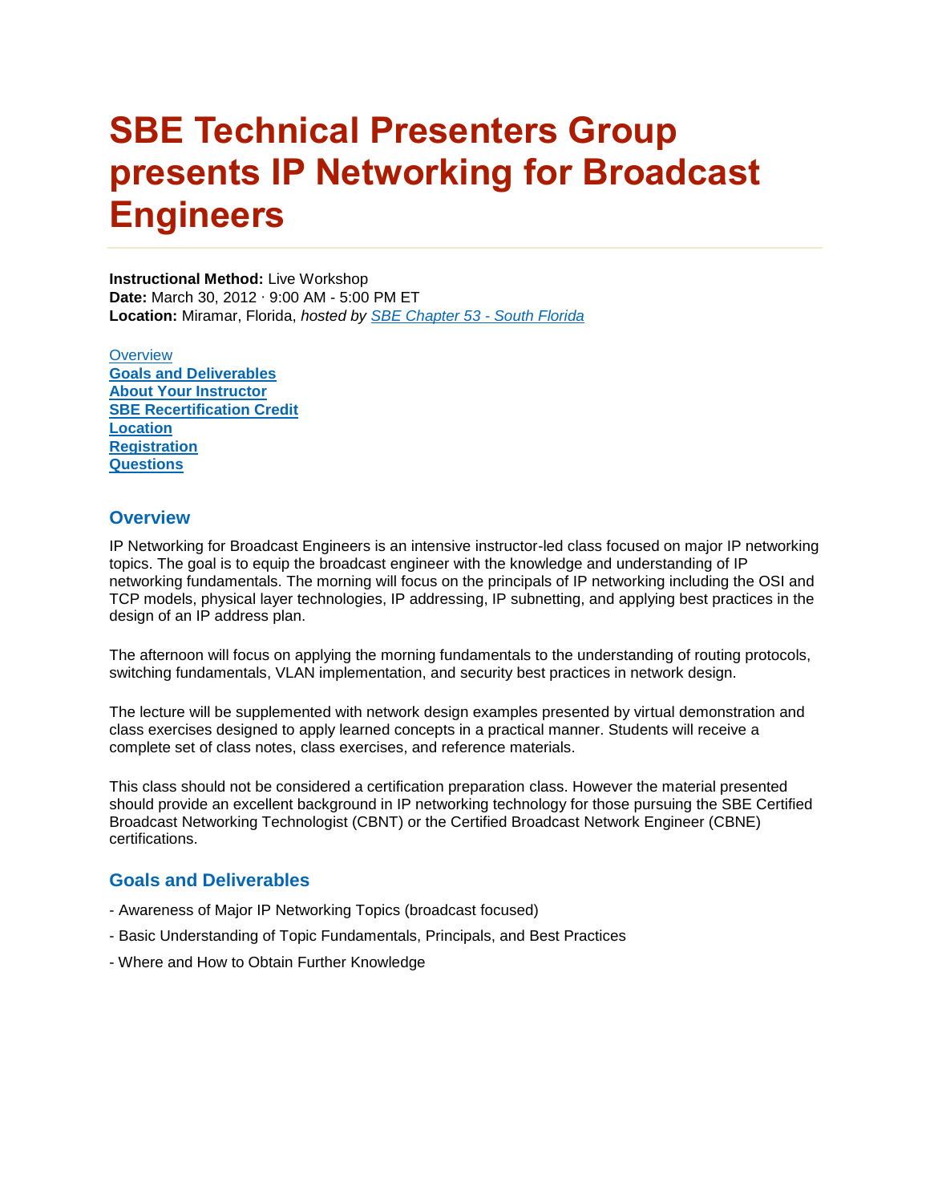# SBE Technical Presenters Group presents IP Networking for Broadcast Engineers

**Instructional Method:** Live Workshop
**Date:** March 30, 2012 · 9:00 AM - 5:00 PM ET
**Location:** Miramar, Florida, *hosted by* [SBE Chapter 53 - South Florida]

[Overview]
**[Goals and Deliverables]**
**[About Your Instructor]**
**[SBE Recertification Credit]**
**[Location]**
**[Registration]**
**[Questions]**

## Overview

IP Networking for Broadcast Engineers is an intensive instructor-led class focused on major IP networking topics. The goal is to equip the broadcast engineer with the knowledge and understanding of IP networking fundamentals. The morning will focus on the principals of IP networking including the OSI and TCP models, physical layer technologies, IP addressing, IP subnetting, and applying best practices in the design of an IP address plan.

The afternoon will focus on applying the morning fundamentals to the understanding of routing protocols, switching fundamentals, VLAN implementation, and security best practices in network design.

The lecture will be supplemented with network design examples presented by virtual demonstration and class exercises designed to apply learned concepts in a practical manner. Students will receive a complete set of class notes, class exercises, and reference materials.

This class should not be considered a certification preparation class. However the material presented should provide an excellent background in IP networking technology for those pursuing the SBE Certified Broadcast Networking Technologist (CBNT) or the Certified Broadcast Network Engineer (CBNE) certifications.

## Goals and Deliverables

- Awareness of Major IP Networking Topics (broadcast focused)

- Basic Understanding of Topic Fundamentals, Principals, and Best Practices

- Where and How to Obtain Further Knowledge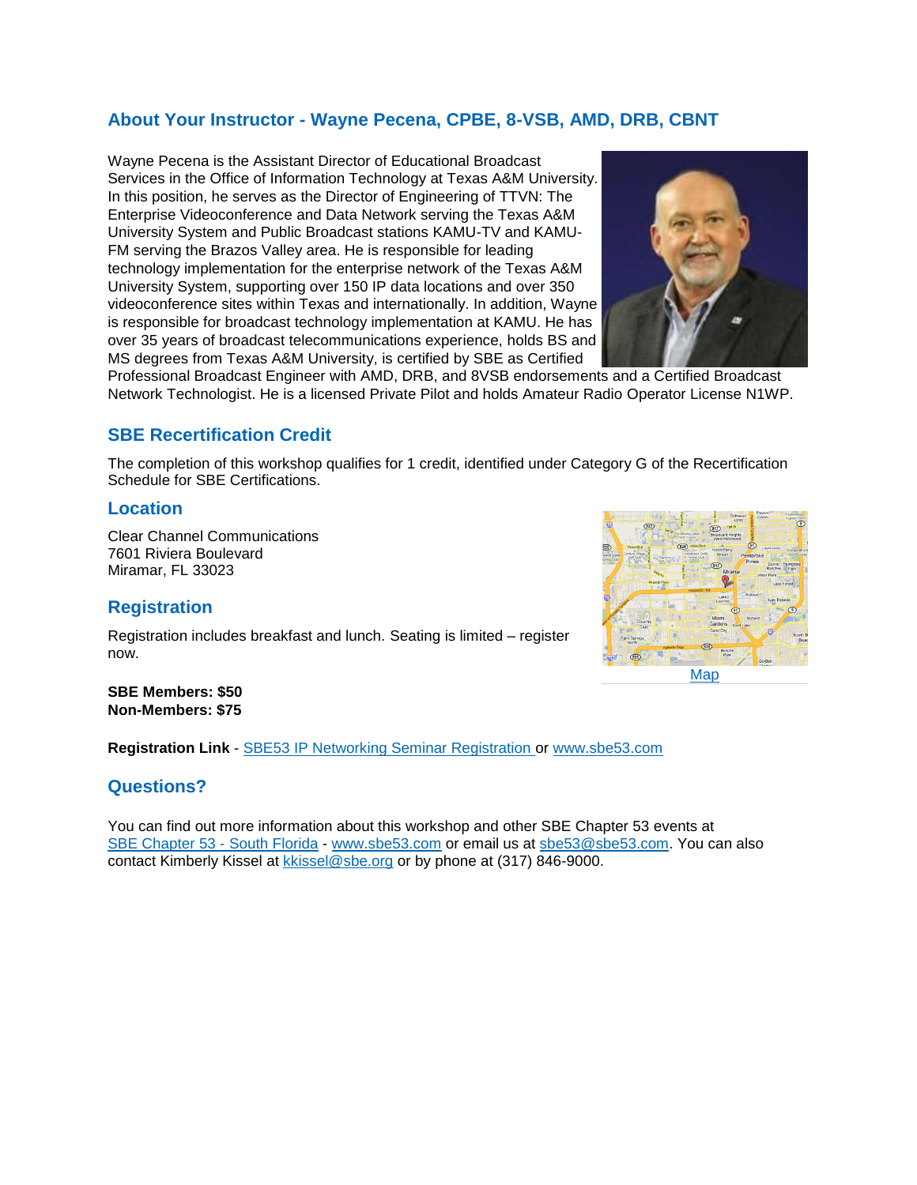## About Your Instructor - Wayne Pecena, CPBE, 8-VSB, AMD, DRB, CBNT

Wayne Pecena is the Assistant Director of Educational Broadcast Services in the Office of Information Technology at Texas A&M University. In this position, he serves as the Director of Engineering of TTVN: The Enterprise Videoconference and Data Network serving the Texas A&M University System and Public Broadcast stations KAMU-TV and KAMU-FM serving the Brazos Valley area. He is responsible for leading technology implementation for the enterprise network of the Texas A&M University System, supporting over 150 IP data locations and over 350 videoconference sites within Texas and internationally. In addition, Wayne is responsible for broadcast technology implementation at KAMU. He has over 35 years of broadcast telecommunications experience, holds BS and MS degrees from Texas A&M University, is certified by SBE as Certified Professional Broadcast Engineer with AMD, DRB, and 8VSB endorsements and a Certified Broadcast Network Technologist. He is a licensed Private Pilot and holds Amateur Radio Operator License N1WP.

## SBE Recertification Credit

The completion of this workshop qualifies for 1 credit, identified under Category G of the Recertification Schedule for SBE Certifications.

## Location

Clear Channel Communications
7601 Riviera Boulevard
Miramar, FL 33023

Map

## Registration

Registration includes breakfast and lunch. Seating is limited – register now.

**SBE Members: $50**
**Non-Members: $75**

**Registration Link** - SBE53 IP Networking Seminar Registration or www.sbe53.com

## Questions?

You can find out more information about this workshop and other SBE Chapter 53 events at SBE Chapter 53 - South Florida - www.sbe53.com or email us at sbe53@sbe53.com. You can also contact Kimberly Kissel at kkissel@sbe.org or by phone at (317) 846-9000.